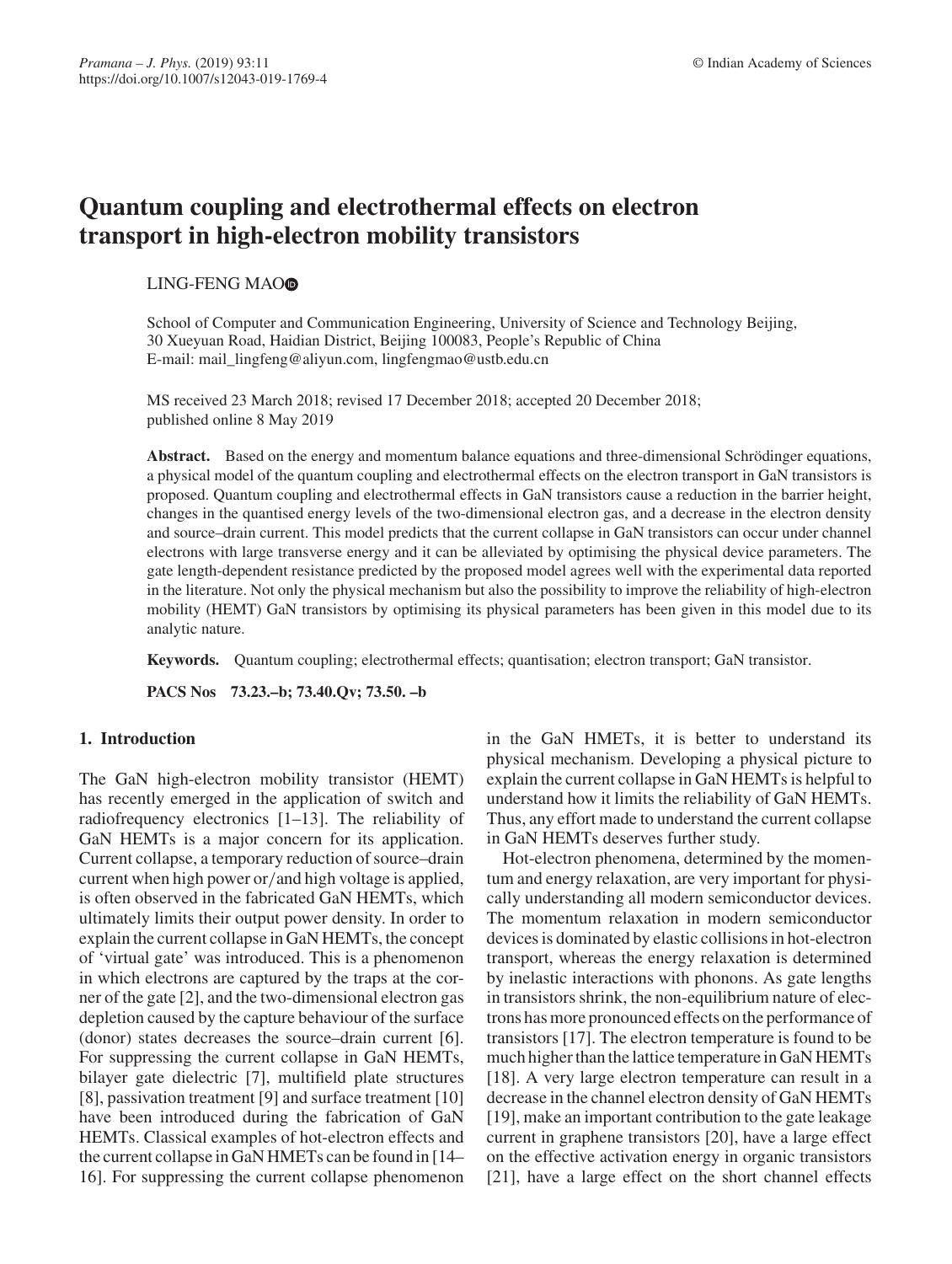# Quantum coupling and electrothermal effects on electron transport in high-electron mobility transistors

LING-FENG MAO

School of Computer and Communication Engineering, University of Science and Technology Beijing, 30 Xueyuan Road, Haidian District, Beijing 100083, People's Republic of China
E-mail: mail_lingfeng@aliyun.com, lingfengmao@ustb.edu.cn

MS received 23 March 2018; revised 17 December 2018; accepted 20 December 2018; published online 8 May 2019

**Abstract.** Based on the energy and momentum balance equations and three-dimensional Schrödinger equations, a physical model of the quantum coupling and electrothermal effects on the electron transport in GaN transistors is proposed. Quantum coupling and electrothermal effects in GaN transistors cause a reduction in the barrier height, changes in the quantised energy levels of the two-dimensional electron gas, and a decrease in the electron density and source–drain current. This model predicts that the current collapse in GaN transistors can occur under channel electrons with large transverse energy and it can be alleviated by optimising the physical device parameters. The gate length-dependent resistance predicted by the proposed model agrees well with the experimental data reported in the literature. Not only the physical mechanism but also the possibility to improve the reliability of high-electron mobility (HEMT) GaN transistors by optimising its physical parameters has been given in this model due to its analytic nature.

**Keywords.** Quantum coupling; electrothermal effects; quantisation; electron transport; GaN transistor.

**PACS Nos** 73.23.–b; 73.40.Qv; 73.50. –b

## 1. Introduction

The GaN high-electron mobility transistor (HEMT) has recently emerged in the application of switch and radiofrequency electronics [1–13]. The reliability of GaN HEMTs is a major concern for its application. Current collapse, a temporary reduction of source–drain current when high power or/and high voltage is applied, is often observed in the fabricated GaN HEMTs, which ultimately limits their output power density. In order to explain the current collapse in GaN HEMTs, the concept of 'virtual gate' was introduced. This is a phenomenon in which electrons are captured by the traps at the corner of the gate [2], and the two-dimensional electron gas depletion caused by the capture behaviour of the surface (donor) states decreases the source–drain current [6]. For suppressing the current collapse in GaN HEMTs, bilayer gate dielectric [7], multifield plate structures [8], passivation treatment [9] and surface treatment [10] have been introduced during the fabrication of GaN HEMTs. Classical examples of hot-electron effects and the current collapse in GaN HMETs can be found in [14–16]. For suppressing the current collapse phenomenon in the GaN HMETs, it is better to understand its physical mechanism. Developing a physical picture to explain the current collapse in GaN HEMTs is helpful to understand how it limits the reliability of GaN HEMTs. Thus, any effort made to understand the current collapse in GaN HEMTs deserves further study.

Hot-electron phenomena, determined by the momentum and energy relaxation, are very important for physically understanding all modern semiconductor devices. The momentum relaxation in modern semiconductor devices is dominated by elastic collisions in hot-electron transport, whereas the energy relaxation is determined by inelastic interactions with phonons. As gate lengths in transistors shrink, the non-equilibrium nature of electrons has more pronounced effects on the performance of transistors [17]. The electron temperature is found to be much higher than the lattice temperature in GaN HEMTs [18]. A very large electron temperature can result in a decrease in the channel electron density of GaN HEMTs [19], make an important contribution to the gate leakage current in graphene transistors [20], have a large effect on the effective activation energy in organic transistors [21], have a large effect on the short channel effects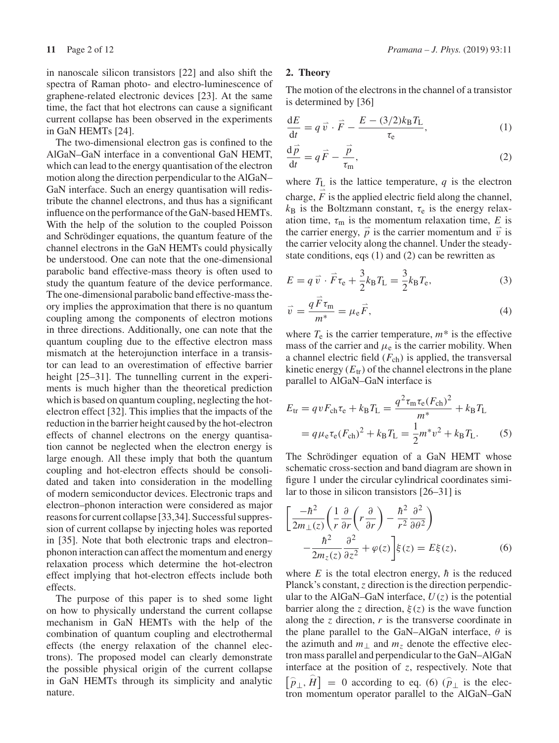in nanoscale silicon transistors [22] and also shift the spectra of Raman photo- and electro-luminescence of graphene-related electronic devices [23]. At the same time, the fact that hot electrons can cause a significant current collapse has been observed in the experiments in GaN HEMTs [24].

The two-dimensional electron gas is confined to the AlGaN–GaN interface in a conventional GaN HEMT, which can lead to the energy quantisation of the electron motion along the direction perpendicular to the AlGaN–GaN interface. Such an energy quantisation will redistribute the channel electrons, and thus has a significant influence on the performance of the GaN-based HEMTs. With the help of the solution to the coupled Poisson and Schrödinger equations, the quantum feature of the channel electrons in the GaN HEMTs could physically be understood. One can note that the one-dimensional parabolic band effective-mass theory is often used to study the quantum feature of the device performance. The one-dimensional parabolic band effective-mass theory implies the approximation that there is no quantum coupling among the components of electron motions in three directions. Additionally, one can note that the quantum coupling due to the effective electron mass mismatch at the heterojunction interface in a transistor can lead to an overestimation of effective barrier height [25–31]. The tunnelling current in the experiments is much higher than the theoretical prediction which is based on quantum coupling, neglecting the hot-electron effect [32]. This implies that the impacts of the reduction in the barrier height caused by the hot-electron effects of channel electrons on the energy quantisation cannot be neglected when the electron energy is large enough. All these imply that both the quantum coupling and hot-electron effects should be consolidated and taken into consideration in the modelling of modern semiconductor devices. Electronic traps and electron–phonon interaction were considered as major reasons for current collapse [33,34]. Successful suppression of current collapse by injecting holes was reported in [35]. Note that both electronic traps and electron–phonon interaction can affect the momentum and energy relaxation process which determine the hot-electron effect implying that hot-electron effects include both effects.

The purpose of this paper is to shed some light on how to physically understand the current collapse mechanism in GaN HEMTs with the help of the combination of quantum coupling and electrothermal effects (the energy relaxation of the channel electrons). The proposed model can clearly demonstrate the possible physical origin of the current collapse in GaN HEMTs through its simplicity and analytic nature.

## 2. Theory

The motion of the electrons in the channel of a transistor is determined by [36]

$$\frac{\mathrm{d}E}{\mathrm{d}t} = q\,\vec{v}\cdot\vec{F} - \frac{E-(3/2)k_{\mathrm{B}}T_{\mathrm{L}}}{\tau_{\mathrm{e}}}, \tag{1}$$

$$\frac{\mathrm{d}\vec{p}}{\mathrm{d}t} = q\vec{F} - \frac{\vec{p}}{\tau_{\mathrm{m}}}, \tag{2}$$

where $T_{\mathrm{L}}$ is the lattice temperature, $q$ is the electron charge, $\vec{F}$ is the applied electric field along the channel, $k_{\mathrm{B}}$ is the Boltzmann constant, $\tau_{\mathrm{e}}$ is the energy relaxation time, $\tau_{\mathrm{m}}$ is the momentum relaxation time, $E$ is the carrier energy, $\vec{p}$ is the carrier momentum and $\vec{v}$ is the carrier velocity along the channel. Under the steady-state conditions, eqs (1) and (2) can be rewritten as

$$E = q\,\vec{v}\cdot\vec{F}\tau_{\mathrm{e}} + \frac{3}{2}k_{\mathrm{B}}T_{\mathrm{L}} = \frac{3}{2}k_{\mathrm{B}}T_{\mathrm{e}}, \tag{3}$$

$$\vec{v} = \frac{q\vec{F}\tau_{\mathrm{m}}}{m^*} = \mu_{\mathrm{e}}\vec{F}, \tag{4}$$

where $T_{\mathrm{e}}$ is the carrier temperature, $m^*$ is the effective mass of the carrier and $\mu_{\mathrm{e}}$ is the carrier mobility. When a channel electric field ($F_{\mathrm{ch}}$) is applied, the transversal kinetic energy ($E_{\mathrm{tr}}$) of the channel electrons in the plane parallel to AlGaN–GaN interface is

$$\begin{aligned} E_{\mathrm{tr}} &= qvF_{\mathrm{ch}}\tau_{\mathrm{e}} + k_{\mathrm{B}}T_{\mathrm{L}} = \frac{q^2\tau_{\mathrm{m}}\tau_{\mathrm{e}}(F_{\mathrm{ch}})^2}{m^*} + k_{\mathrm{B}}T_{\mathrm{L}} \\ &= q\mu_{\mathrm{e}}\tau_{\mathrm{e}}(F_{\mathrm{ch}})^2 + k_{\mathrm{B}}T_{\mathrm{L}} = \frac{1}{2}m^*v^2 + k_{\mathrm{B}}T_{\mathrm{L}}. \end{aligned} \tag{5}$$

The Schrödinger equation of a GaN HEMT whose schematic cross-section and band diagram are shown in figure 1 under the circular cylindrical coordinates similar to those in silicon transistors [26–31] is

$$\left[\frac{-\hbar^2}{2m_{\perp}(z)}\left(\frac{1}{r}\frac{\partial}{\partial r}\left(r\frac{\partial}{\partial r}\right) - \frac{\hbar^2}{r^2}\frac{\partial^2}{\partial\theta^2}\right) - \frac{\hbar^2}{2m_z(z)}\frac{\partial^2}{\partial z^2} + \varphi(z)\right]\xi(z) = E\xi(z), \tag{6}$$

where $E$ is the total electron energy, $\hbar$ is the reduced Planck's constant, $z$ direction is the direction perpendicular to the AlGaN–GaN interface, $U(z)$ is the potential barrier along the $z$ direction, $\xi(z)$ is the wave function along the $z$ direction, $r$ is the transverse coordinate in the plane parallel to the GaN–AlGaN interface, $\theta$ is the azimuth and $m_{\perp}$ and $m_z$ denote the effective electron mass parallel and perpendicular to the GaN–AlGaN interface at the position of $z$, respectively. Note that $\left[\widehat{p}_{\perp}, \widehat{H}\right] = 0$ according to eq. (6) ($\widehat{p}_{\perp}$ is the electron momentum operator parallel to the AlGaN–GaN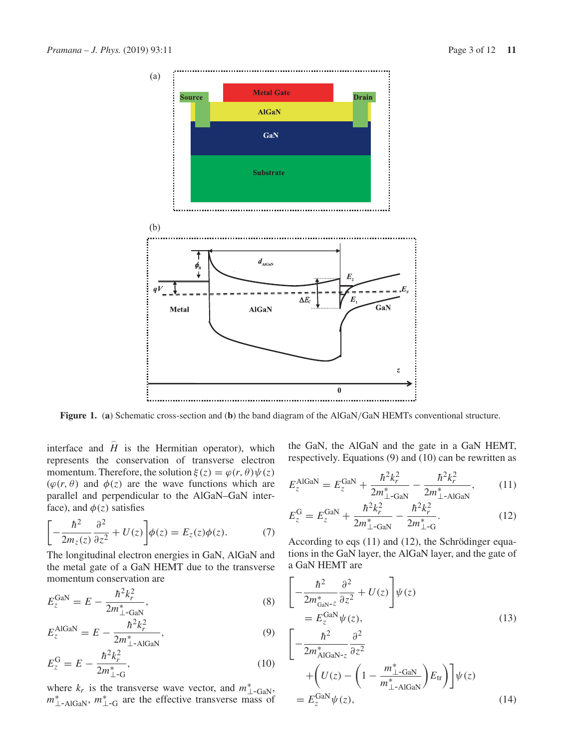**Figure 1.** (**a**) Schematic cross-section and (**b**) the band diagram of the AlGaN/GaN HEMTs conventional structure.

interface and $\widehat{H}$ is the Hermitian operator), which represents the conservation of transverse electron momentum. Therefore, the solution $\xi(z) = \varphi(r, \theta)\psi(z)$ ($\varphi(r, \theta)$ and $\phi(z)$ are the wave functions which are parallel and perpendicular to the AlGaN–GaN interface), and $\phi(z)$ satisfies

$$\left[-\frac{\hbar^2}{2m_z(z)}\frac{\partial^2}{\partial z^2} + U(z)\right]\phi(z) = E_z(z)\phi(z). \tag{7}$$

The longitudinal electron energies in GaN, AlGaN and the metal gate of a GaN HEMT due to the transverse momentum conservation are

$$E_z^{\text{GaN}} = E - \frac{\hbar^2 k_r^2}{2m^*_{\perp\text{-GaN}}}, \tag{8}$$

$$E_z^{\text{AlGaN}} = E - \frac{\hbar^2 k_r^2}{2m^*_{\perp\text{-AlGaN}}}, \tag{9}$$

$$E_z^{\text{G}} = E - \frac{\hbar^2 k_r^2}{2m^*_{\perp\text{-G}}}, \tag{10}$$

where $k_r$ is the transverse wave vector, and $m^*_{\perp\text{-GaN}}$, $m^*_{\perp\text{-AlGaN}}$, $m^*_{\perp\text{-G}}$ are the effective transverse mass of the GaN, the AlGaN and the gate in a GaN HEMT, respectively. Equations (9) and (10) can be rewritten as

$$E_z^{\text{AlGaN}} = E_z^{\text{GaN}} + \frac{\hbar^2 k_r^2}{2m^*_{\perp\text{-GaN}}} - \frac{\hbar^2 k_r^2}{2m^*_{\perp\text{-AlGaN}}}, \tag{11}$$

$$E_z^{\text{G}} = E_z^{\text{GaN}} + \frac{\hbar^2 k_r^2}{2m^*_{\perp\text{-GaN}}} - \frac{\hbar^2 k_r^2}{2m^*_{\perp\text{-G}}}. \tag{12}$$

According to eqs (11) and (12), the Schrödinger equations in the GaN layer, the AlGaN layer, and the gate of a GaN HEMT are

$$\left[-\frac{\hbar^2}{2m^*_{\text{GaN-}z}}\frac{\partial^2}{\partial z^2} + U(z)\right]\psi(z) = E_z^{\text{GaN}}\psi(z), \tag{13}$$

$$\left[-\frac{\hbar^2}{2m^*_{\text{AlGaN-}z}}\frac{\partial^2}{\partial z^2} + \left(U(z) - \left(1 - \frac{m^*_{\perp\text{-GaN}}}{m^*_{\perp\text{-AlGaN}}}\right)E_{\text{tr}}\right)\right]\psi(z) = E_z^{\text{GaN}}\psi(z), \tag{14}$$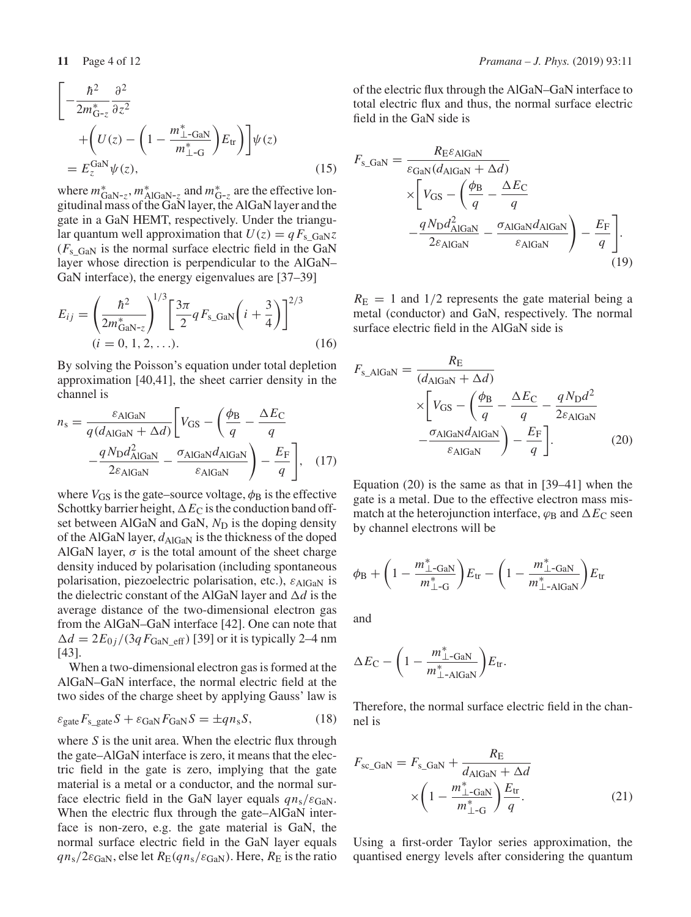$$\left[-\frac{\hbar^2}{2m^*_{\text{G-}z}}\frac{\partial^2}{\partial z^2} + \left(U(z) - \left(1 - \frac{m^*_{\perp\text{-GaN}}}{m^*_{\perp\text{-G}}}\right)E_{\text{tr}}\right)\right]\psi(z) = E_z^{\text{GaN}}\psi(z), \tag{15}$$

where $m^*_{\text{GaN-}z}$, $m^*_{\text{AlGaN-}z}$ and $m^*_{\text{G-}z}$ are the effective longitudinal mass of the GaN layer, the AlGaN layer and the gate in a GaN HEMT, respectively. Under the triangular quantum well approximation that $U(z) = qF_{\text{s\_GaN}}z$ ($F_{\text{s\_GaN}}$ is the normal surface electric field in the GaN layer whose direction is perpendicular to the AlGaN–GaN interface), the energy eigenvalues are [37–39]

$$E_{ij} = \left(\frac{\hbar^2}{2m^*_{\text{GaN-}z}}\right)^{1/3}\left[\frac{3\pi}{2}qF_{\text{s\_GaN}}\left(i + \frac{3}{4}\right)\right]^{2/3} \quad (i = 0, 1, 2, \ldots). \tag{16}$$

By solving the Poisson's equation under total depletion approximation [40,41], the sheet carrier density in the channel is

$$n_{\text{s}} = \frac{\varepsilon_{\text{AlGaN}}}{q(d_{\text{AlGaN}} + \Delta d)}\left[V_{\text{GS}} - \left(\frac{\phi_{\text{B}}}{q} - \frac{\Delta E_{\text{C}}}{q} - \frac{qN_{\text{D}}d^2_{\text{AlGaN}}}{2\varepsilon_{\text{AlGaN}}} - \frac{\sigma_{\text{AlGaN}}d_{\text{AlGaN}}}{\varepsilon_{\text{AlGaN}}}\right) - \frac{E_{\text{F}}}{q}\right], \tag{17}$$

where $V_{\text{GS}}$ is the gate–source voltage, $\phi_{\text{B}}$ is the effective Schottky barrier height, $\Delta E_{\text{C}}$ is the conduction band offset between AlGaN and GaN, $N_{\text{D}}$ is the doping density of the AlGaN layer, $d_{\text{AlGaN}}$ is the thickness of the doped AlGaN layer, $\sigma$ is the total amount of the sheet charge density induced by polarisation (including spontaneous polarisation, piezoelectric polarisation, etc.), $\varepsilon_{\text{AlGaN}}$ is the dielectric constant of the AlGaN layer and $\Delta d$ is the average distance of the two-dimensional electron gas from the AlGaN–GaN interface [42]. One can note that $\Delta d = 2E_{0j}/(3qF_{\text{GaN\_eff}})$ [39] or it is typically 2–4 nm [43].

When a two-dimensional electron gas is formed at the AlGaN–GaN interface, the normal electric field at the two sides of the charge sheet by applying Gauss' law is

$$\varepsilon_{\text{gate}}F_{\text{s\_gate}}S + \varepsilon_{\text{GaN}}F_{\text{GaN}}S = \pm qn_{\text{s}}S, \tag{18}$$

where $S$ is the unit area. When the electric flux through the gate–AlGaN interface is zero, it means that the electric field in the gate is zero, implying that the gate material is a metal or a conductor, and the normal surface electric field in the GaN layer equals $qn_{\text{s}}/\varepsilon_{\text{GaN}}$. When the electric flux through the gate–AlGaN interface is non-zero, e.g. the gate material is GaN, the normal surface electric field in the GaN layer equals $qn_{\text{s}}/2\varepsilon_{\text{GaN}}$, else let $R_{\text{E}}(qn_{\text{s}}/\varepsilon_{\text{GaN}})$. Here, $R_{\text{E}}$ is the ratio of the electric flux through the AlGaN–GaN interface to total electric flux and thus, the normal surface electric field in the GaN side is

$$F_{\text{s\_GaN}} = \frac{R_{\text{E}}\varepsilon_{\text{AlGaN}}}{\varepsilon_{\text{GaN}}(d_{\text{AlGaN}} + \Delta d)} \times\left[V_{\text{GS}} - \left(\frac{\phi_{\text{B}}}{q} - \frac{\Delta E_{\text{C}}}{q} - \frac{qN_{\text{D}}d^2_{\text{AlGaN}}}{2\varepsilon_{\text{AlGaN}}} - \frac{\sigma_{\text{AlGaN}}d_{\text{AlGaN}}}{\varepsilon_{\text{AlGaN}}}\right) - \frac{E_{\text{F}}}{q}\right]. \tag{19}$$

$R_{\text{E}} = 1$ and $1/2$ represents the gate material being a metal (conductor) and GaN, respectively. The normal surface electric field in the AlGaN side is

$$F_{\text{s\_AlGaN}} = \frac{R_{\text{E}}}{(d_{\text{AlGaN}} + \Delta d)} \times\left[V_{\text{GS}} - \left(\frac{\phi_{\text{B}}}{q} - \frac{\Delta E_{\text{C}}}{q} - \frac{qN_{\text{D}}d^2}{2\varepsilon_{\text{AlGaN}}} - \frac{\sigma_{\text{AlGaN}}d_{\text{AlGaN}}}{\varepsilon_{\text{AlGaN}}}\right) - \frac{E_{\text{F}}}{q}\right]. \tag{20}$$

Equation (20) is the same as that in [39–41] when the gate is a metal. Due to the effective electron mass mismatch at the heterojunction interface, $\varphi_{\text{B}}$ and $\Delta E_{\text{C}}$ seen by channel electrons will be

$$\phi_{\text{B}} + \left(1 - \frac{m^*_{\perp\text{-GaN}}}{m^*_{\perp\text{-G}}}\right)E_{\text{tr}} - \left(1 - \frac{m^*_{\perp\text{-GaN}}}{m^*_{\perp\text{-AlGaN}}}\right)E_{\text{tr}}$$

and

$$\Delta E_{\text{C}} - \left(1 - \frac{m^*_{\perp\text{-GaN}}}{m^*_{\perp\text{-AlGaN}}}\right)E_{\text{tr}}.$$

Therefore, the normal surface electric field in the channel is

$$F_{\text{sc\_GaN}} = F_{\text{s\_GaN}} + \frac{R_{\text{E}}}{d_{\text{AlGaN}} + \Delta d} \times\left(1 - \frac{m^*_{\perp\text{-GaN}}}{m^*_{\perp\text{-G}}}\right)\frac{E_{\text{tr}}}{q}. \tag{21}$$

Using a first-order Taylor series approximation, the quantised energy levels after considering the quantum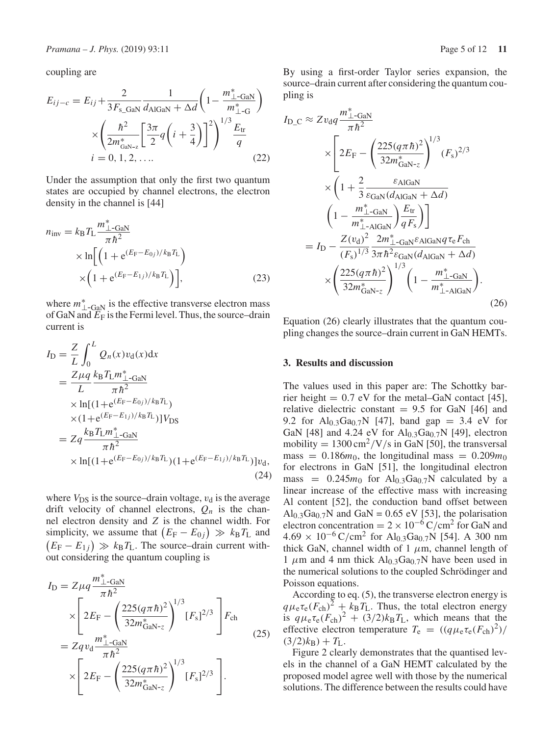coupling are

$$E_{ij-c} = E_{ij} + \frac{2}{3F_{\text{s\_GaN}}} \frac{1}{d_{\text{AlGaN}} + \Delta d} \left(1 - \frac{m^*_{\perp\text{-GaN}}}{m^*_{\perp\text{-G}}}\right) \times \left(\frac{\hbar^2}{2m^*_{\text{GaN-}z}}\left[\frac{3\pi}{2} q \left(i + \frac{3}{4}\right)\right]^2\right)^{1/3} \frac{E_{\text{tr}}}{q}$$
$$i = 0, 1, 2, \ldots. \tag{22}$$

Under the assumption that only the first two quantum states are occupied by channel electrons, the electron density in the channel is [44]

$$n_{\text{inv}} = k_{\text{B}} T_{\text{L}} \frac{m^*_{\perp\text{-GaN}}}{\pi\hbar^2} \times \ln\left[\left(1 + \mathrm{e}^{(E_{\text{F}} - E_{0j})/k_{\text{B}}T_{\text{L}}}\right) \times \left(1 + \mathrm{e}^{(E_{\text{F}} - E_{1j})/k_{\text{B}}T_{\text{L}}}\right)\right], \tag{23}$$

where $m^*_{\perp\text{-GaN}}$ is the effective transverse electron mass of GaN and $E_{\text{F}}$ is the Fermi level. Thus, the source–drain current is

$$\begin{aligned}
I_{\text{D}} &= \frac{Z}{L} \int_0^L Q_n(x) v_{\text{d}}(x) \mathrm{d}x \\
&= \frac{Z\mu q}{L} \frac{k_{\text{B}} T_{\text{L}} m^*_{\perp\text{-GaN}}}{\pi\hbar^2} \times \ln[(1+\mathrm{e}^{(E_{\text{F}} - E_{0j})/k_{\text{B}}T_{\text{L}}}) \times (1+\mathrm{e}^{(E_{\text{F}} - E_{1j})/k_{\text{B}}T_{\text{L}}})] V_{\text{DS}} \\
&= Zq \frac{k_{\text{B}} T_{\text{L}} m^*_{\perp\text{-GaN}}}{\pi\hbar^2} \times \ln[(1+\mathrm{e}^{(E_{\text{F}} - E_{0j})/k_{\text{B}}T_{\text{L}}})(1+\mathrm{e}^{(E_{\text{F}} - E_{1j})/k_{\text{B}}T_{\text{L}}})] v_{\text{d}},
\end{aligned} \tag{24}$$

where $V_{\text{DS}}$ is the source–drain voltage, $v_{\text{d}}$ is the average drift velocity of channel electrons, $Q_n$ is the channel electron density and $Z$ is the channel width. For simplicity, we assume that $(E_{\text{F}} - E_{0j}) \gg k_{\text{B}} T_{\text{L}}$ and $(E_{\text{F}} - E_{1j}) \gg k_{\text{B}} T_{\text{L}}$. The source–drain current without considering the quantum coupling is

$$\begin{aligned}
I_{\text{D}} &= Z\mu q \frac{m^*_{\perp\text{-GaN}}}{\pi\hbar^2} \times \left[2E_{\text{F}} - \left(\frac{225(q\pi\hbar)^2}{32m^*_{\text{GaN-}z}}\right)^{1/3} [F_{\text{s}}]^{2/3}\right] F_{\text{ch}} \\
&= Zq v_{\text{d}} \frac{m^*_{\perp\text{-GaN}}}{\pi\hbar^2} \times \left[2E_{\text{F}} - \left(\frac{225(q\pi\hbar)^2}{32m^*_{\text{GaN-}z}}\right)^{1/3} [F_{\text{s}}]^{2/3}\right].
\end{aligned} \tag{25}$$

By using a first-order Taylor series expansion, the source–drain current after considering the quantum coupling is

$$\begin{aligned}
I_{\text{D\_C}} &\approx Z v_{\text{d}} q \frac{m^*_{\perp\text{-GaN}}}{\pi\hbar^2} \times \left[2E_{\text{F}} - \left(\frac{225(q\pi\hbar)^2}{32m^*_{\text{GaN-}z}}\right)^{1/3} (F_{\text{s}})^{2/3} \times \left(1 + \frac{2}{3} \frac{\varepsilon_{\text{AlGaN}}}{\varepsilon_{\text{GaN}}(d_{\text{AlGaN}} + \Delta d)} \left(1 - \frac{m^*_{\perp\text{-GaN}}}{m^*_{\perp\text{-AlGaN}}}\right) \frac{E_{\text{tr}}}{qF_{\text{s}}}\right)\right] \\
&= I_{\text{D}} - \frac{Z(v_{\text{d}})^2}{(F_{\text{s}})^{1/3}} \frac{2m^*_{\perp\text{-GaN}} \varepsilon_{\text{AlGaN}} q \tau_{\text{e}} F_{\text{ch}}}{3\pi\hbar^2 \varepsilon_{\text{GaN}}(d_{\text{AlGaN}} + \Delta d)} \times \left(\frac{225(q\pi\hbar)^2}{32m^*_{\text{GaN-}z}}\right)^{1/3} \left(1 - \frac{m^*_{\perp\text{-GaN}}}{m^*_{\perp\text{-AlGaN}}}\right).
\end{aligned} \tag{26}$$

Equation (26) clearly illustrates that the quantum coupling changes the source–drain current in GaN HEMTs.

## 3. Results and discussion

The values used in this paper are: The Schottky barrier height = 0.7 eV for the metal–GaN contact [45], relative dielectric constant = 9.5 for GaN [46] and 9.2 for $\text{Al}_{0.3}\text{Ga}_{0.7}\text{N}$ [47], band gap = 3.4 eV for GaN [48] and 4.24 eV for $\text{Al}_{0.3}\text{Ga}_{0.7}\text{N}$ [49], electron mobility = 1300 $\text{cm}^2/\text{V/s}$ in GaN [50], the transversal mass = $0.186m_0$, the longitudinal mass = $0.209m_0$ for electrons in GaN [51], the longitudinal electron mass = $0.245m_0$ for $\text{Al}_{0.3}\text{Ga}_{0.7}\text{N}$ calculated by a linear increase of the effective mass with increasing Al content [52], the conduction band offset between $\text{Al}_{0.3}\text{Ga}_{0.7}\text{N}$ and GaN = 0.65 eV [53], the polarisation electron concentration = $2 \times 10^{-6}$ $\text{C/cm}^2$ for GaN and $4.69 \times 10^{-6}$ $\text{C/cm}^2$ for $\text{Al}_{0.3}\text{Ga}_{0.7}\text{N}$ [54]. A 300 nm thick GaN, channel width of 1 $\mu$m, channel length of 1 $\mu$m and 4 nm thick $\text{Al}_{0.3}\text{Ga}_{0.7}\text{N}$ have been used in the numerical solutions to the coupled Schrödinger and Poisson equations.

According to eq. (5), the transverse electron energy is $q\mu_{\text{e}}\tau_{\text{e}}(F_{\text{ch}})^2 + k_{\text{B}}T_{\text{L}}$. Thus, the total electron energy is $q\mu_{\text{e}}\tau_{\text{e}}(F_{\text{ch}})^2 + (3/2)k_{\text{B}}T_{\text{L}}$, which means that the effective electron temperature $T_{\text{e}} = ((q\mu_{\text{e}}\tau_{\text{e}}(F_{\text{ch}})^2)/(3/2)k_{\text{B}}) + T_{\text{L}}$.

Figure 2 clearly demonstrates that the quantised levels in the channel of a GaN HEMT calculated by the proposed model agree well with those by the numerical solutions. The difference between the results could have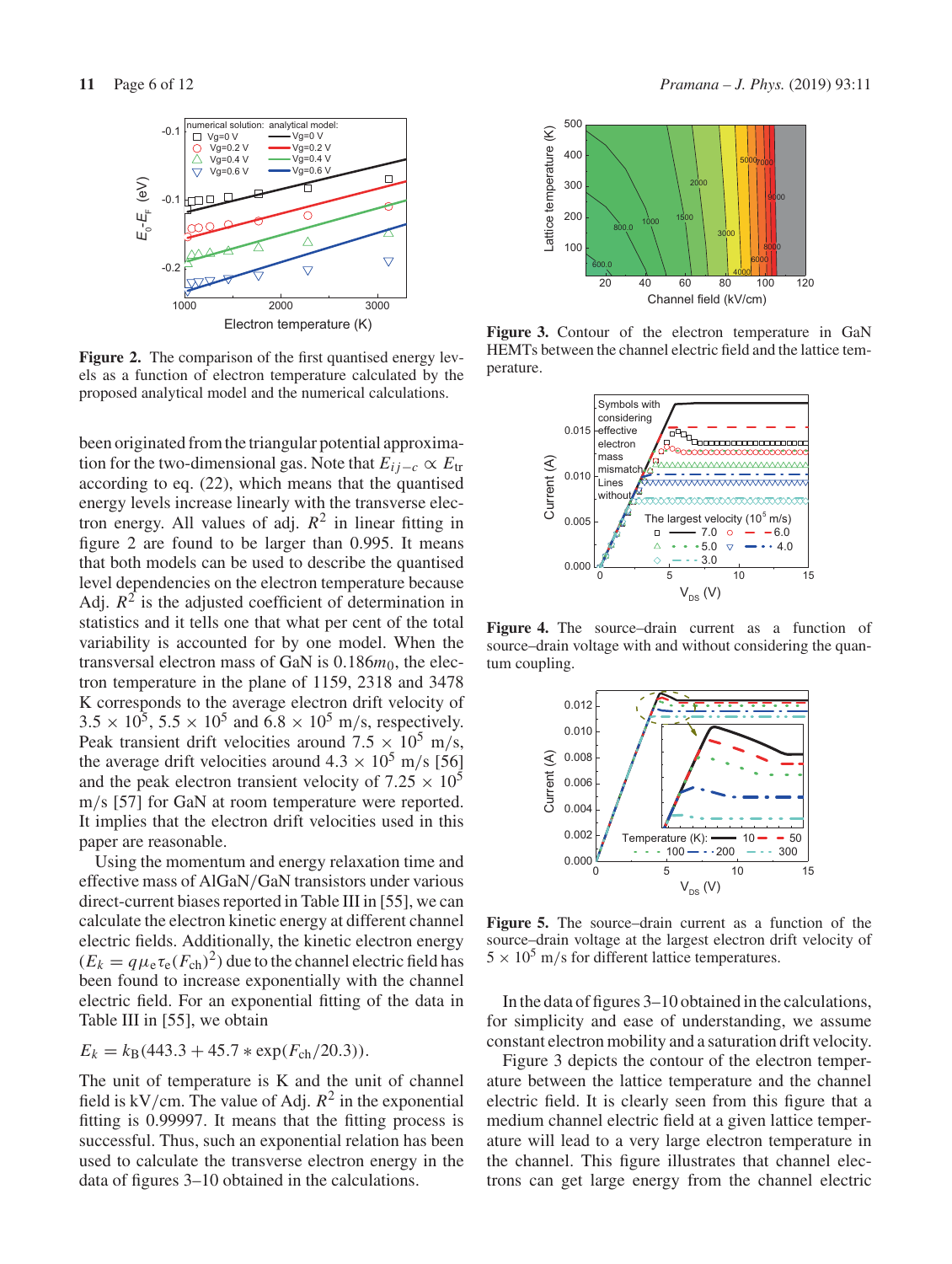**Figure 2.** The comparison of the first quantised energy levels as a function of electron temperature calculated by the proposed analytical model and the numerical calculations.

been originated from the triangular potential approximation for the two-dimensional gas. Note that $E_{ij-c} \propto E_{tr}$ according to eq. (22), which means that the quantised energy levels increase linearly with the transverse electron energy. All values of adj. $R^2$ in linear fitting in figure 2 are found to be larger than 0.995. It means that both models can be used to describe the quantised level dependencies on the electron temperature because Adj. $R^2$ is the adjusted coefficient of determination in statistics and it tells one that what per cent of the total variability is accounted for by one model. When the transversal electron mass of GaN is $0.186m_0$, the electron temperature in the plane of 1159, 2318 and 3478 K corresponds to the average electron drift velocity of $3.5 \times 10^5$, $5.5 \times 10^5$ and $6.8 \times 10^5$ m/s, respectively. Peak transient drift velocities around $7.5 \times 10^5$ m/s, the average drift velocities around $4.3 \times 10^5$ m/s [56] and the peak electron transient velocity of $7.25 \times 10^5$ m/s [57] for GaN at room temperature were reported. It implies that the electron drift velocities used in this paper are reasonable.

Using the momentum and energy relaxation time and effective mass of AlGaN/GaN transistors under various direct-current biases reported in Table III in [55], we can calculate the electron kinetic energy at different channel electric fields. Additionally, the kinetic electron energy ($E_k = q\mu_e\tau_e(F_{ch})^2$) due to the channel electric field has been found to increase exponentially with the channel electric field. For an exponential fitting of the data in Table III in [55], we obtain

$$E_k = k_B(443.3 + 45.7 * \exp(F_{ch}/20.3)).$$

The unit of temperature is K and the unit of channel field is kV/cm. The value of Adj. $R^2$ in the exponential fitting is 0.99997. It means that the fitting process is successful. Thus, such an exponential relation has been used to calculate the transverse electron energy in the data of figures 3–10 obtained in the calculations.

**Figure 3.** Contour of the electron temperature in GaN HEMTs between the channel electric field and the lattice temperature.

**Figure 4.** The source–drain current as a function of source–drain voltage with and without considering the quantum coupling.

**Figure 5.** The source–drain current as a function of the source–drain voltage at the largest electron drift velocity of $5 \times 10^5$ m/s for different lattice temperatures.

In the data of figures 3–10 obtained in the calculations, for simplicity and ease of understanding, we assume constant electron mobility and a saturation drift velocity.

Figure 3 depicts the contour of the electron temperature between the lattice temperature and the channel electric field. It is clearly seen from this figure that a medium channel electric field at a given lattice temperature will lead to a very large electron temperature in the channel. This figure illustrates that channel electrons can get large energy from the channel electric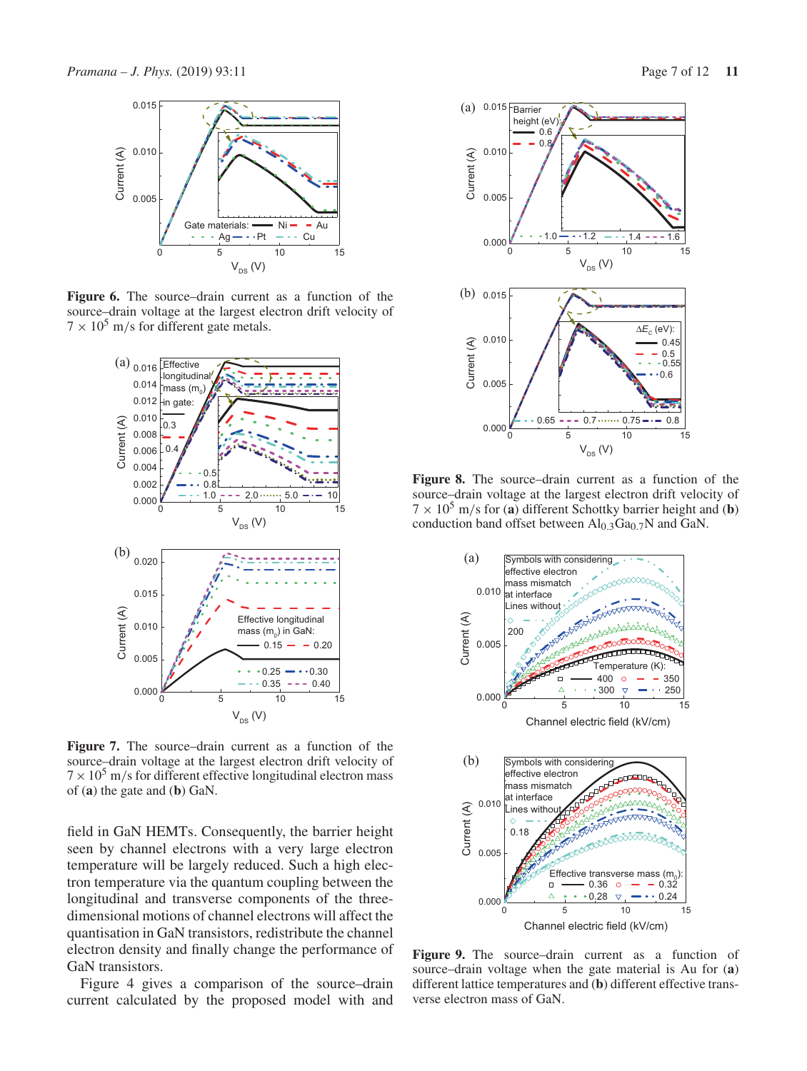**Figure 6.** The source–drain current as a function of the source–drain voltage at the largest electron drift velocity of $7 \times 10^5$ m/s for different gate metals.

**Figure 7.** The source–drain current as a function of the source–drain voltage at the largest electron drift velocity of $7 \times 10^5$ m/s for different effective longitudinal electron mass of (**a**) the gate and (**b**) GaN.

field in GaN HEMTs. Consequently, the barrier height seen by channel electrons with a very large electron temperature will be largely reduced. Such a high electron temperature via the quantum coupling between the longitudinal and transverse components of the three-dimensional motions of channel electrons will affect the quantisation in GaN transistors, redistribute the channel electron density and finally change the performance of GaN transistors.

Figure 4 gives a comparison of the source–drain current calculated by the proposed model with and

**Figure 8.** The source–drain current as a function of the source–drain voltage at the largest electron drift velocity of $7 \times 10^5$ m/s for (**a**) different Schottky barrier height and (**b**) conduction band offset between $Al_{0.3}Ga_{0.7}N$ and GaN.

**Figure 9.** The source–drain current as a function of source–drain voltage when the gate material is Au for (**a**) different lattice temperatures and (**b**) different effective transverse electron mass of GaN.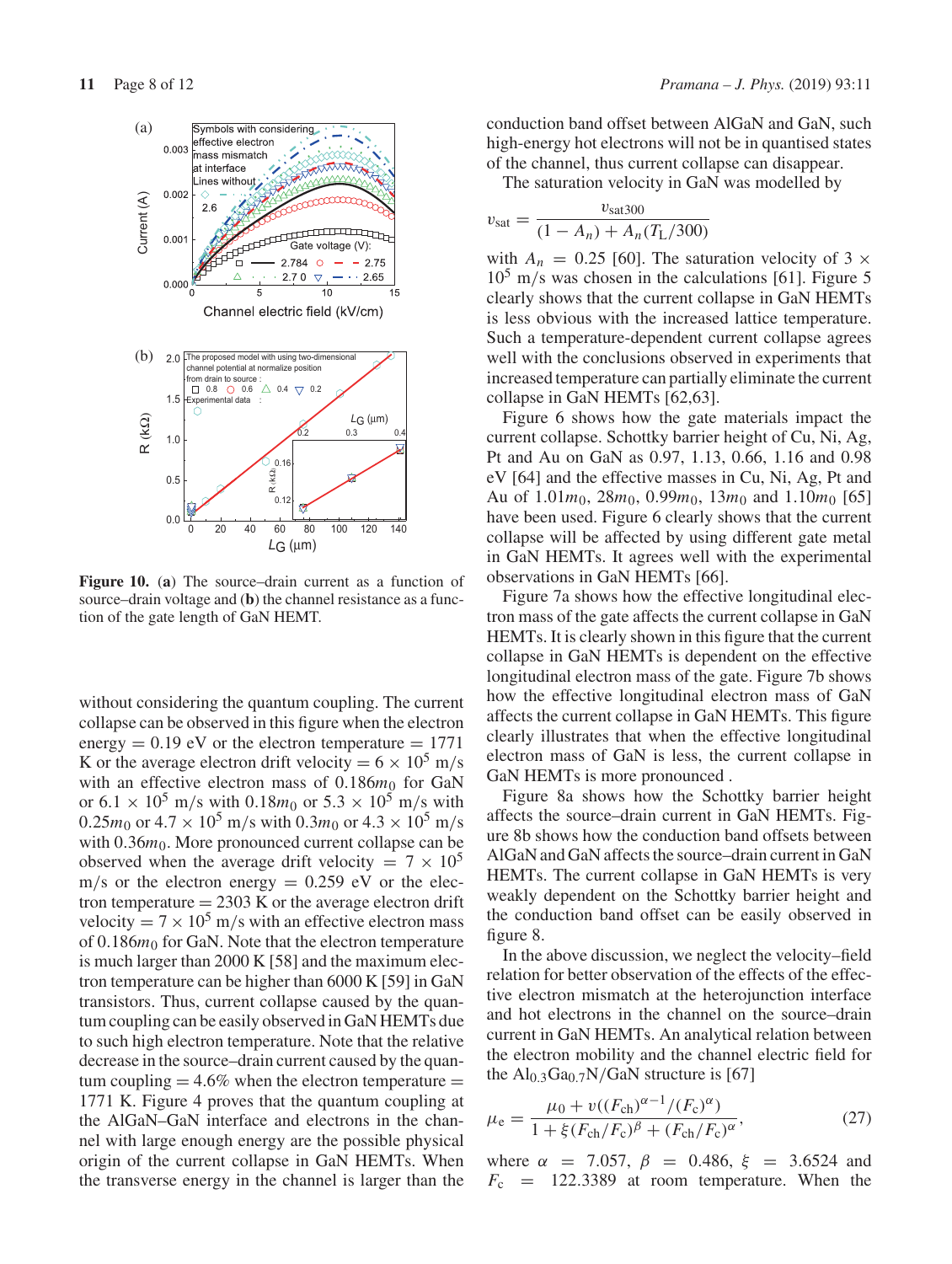**Figure 10.** (**a**) The source–drain current as a function of source–drain voltage and (**b**) the channel resistance as a function of the gate length of GaN HEMT.

without considering the quantum coupling. The current collapse can be observed in this figure when the electron energy = 0.19 eV or the electron temperature = 1771 K or the average electron drift velocity = $6 \times 10^5$ m/s with an effective electron mass of $0.186m_0$ for GaN or $6.1 \times 10^5$ m/s with $0.18m_0$ or $5.3 \times 10^5$ m/s with $0.25m_0$ or $4.7 \times 10^5$ m/s with $0.3m_0$ or $4.3 \times 10^5$ m/s with $0.36m_0$. More pronounced current collapse can be observed when the average drift velocity = $7 \times 10^5$ m/s or the electron energy = 0.259 eV or the electron temperature = 2303 K or the average electron drift velocity = $7 \times 10^5$ m/s with an effective electron mass of $0.186m_0$ for GaN. Note that the electron temperature is much larger than 2000 K [58] and the maximum electron temperature can be higher than 6000 K [59] in GaN transistors. Thus, current collapse caused by the quantum coupling can be easily observed in GaN HEMTs due to such high electron temperature. Note that the relative decrease in the source–drain current caused by the quantum coupling = 4.6% when the electron temperature = 1771 K. Figure 4 proves that the quantum coupling at the AlGaN–GaN interface and electrons in the channel with large enough energy are the possible physical origin of the current collapse in GaN HEMTs. When the transverse energy in the channel is larger than the conduction band offset between AlGaN and GaN, such high-energy hot electrons will not be in quantised states of the channel, thus current collapse can disappear.

The saturation velocity in GaN was modelled by

$$v_{\text{sat}} = \frac{v_{\text{sat300}}}{(1 - A_n) + A_n(T_{\text{L}}/300)}$$

with $A_n = 0.25$ [60]. The saturation velocity of $3 \times 10^5$ m/s was chosen in the calculations [61]. Figure 5 clearly shows that the current collapse in GaN HEMTs is less obvious with the increased lattice temperature. Such a temperature-dependent current collapse agrees well with the conclusions observed in experiments that increased temperature can partially eliminate the current collapse in GaN HEMTs [62,63].

Figure 6 shows how the gate materials impact the current collapse. Schottky barrier height of Cu, Ni, Ag, Pt and Au on GaN as 0.97, 1.13, 0.66, 1.16 and 0.98 eV [64] and the effective masses in Cu, Ni, Ag, Pt and Au of $1.01m_0$, $28m_0$, $0.99m_0$, $13m_0$ and $1.10m_0$ [65] have been used. Figure 6 clearly shows that the current collapse will be affected by using different gate metal in GaN HEMTs. It agrees well with the experimental observations in GaN HEMTs [66].

Figure 7a shows how the effective longitudinal electron mass of the gate affects the current collapse in GaN HEMTs. It is clearly shown in this figure that the current collapse in GaN HEMTs is dependent on the effective longitudinal electron mass of the gate. Figure 7b shows how the effective longitudinal electron mass of GaN affects the current collapse in GaN HEMTs. This figure clearly illustrates that when the effective longitudinal electron mass of GaN is less, the current collapse in GaN HEMTs is more pronounced .

Figure 8a shows how the Schottky barrier height affects the source–drain current in GaN HEMTs. Figure 8b shows how the conduction band offsets between AlGaN and GaN affects the source–drain current in GaN HEMTs. The current collapse in GaN HEMTs is very weakly dependent on the Schottky barrier height and the conduction band offset can be easily observed in figure 8.

In the above discussion, we neglect the velocity–field relation for better observation of the effects of the effective electron mismatch at the heterojunction interface and hot electrons in the channel on the source–drain current in GaN HEMTs. An analytical relation between the electron mobility and the channel electric field for the $\text{Al}_{0.3}\text{Ga}_{0.7}\text{N}$/GaN structure is [67]

$$\mu_{\text{e}} = \frac{\mu_0 + v((F_{\text{ch}})^{\alpha-1}/(F_{\text{c}})^{\alpha})}{1 + \xi(F_{\text{ch}}/F_{\text{c}})^{\beta} + (F_{\text{ch}}/F_{\text{c}})^{\alpha}}, \tag{27}$$

where $\alpha = 7.057$, $\beta = 0.486$, $\xi = 3.6524$ and $F_{\text{c}} = 122.3389$ at room temperature. When the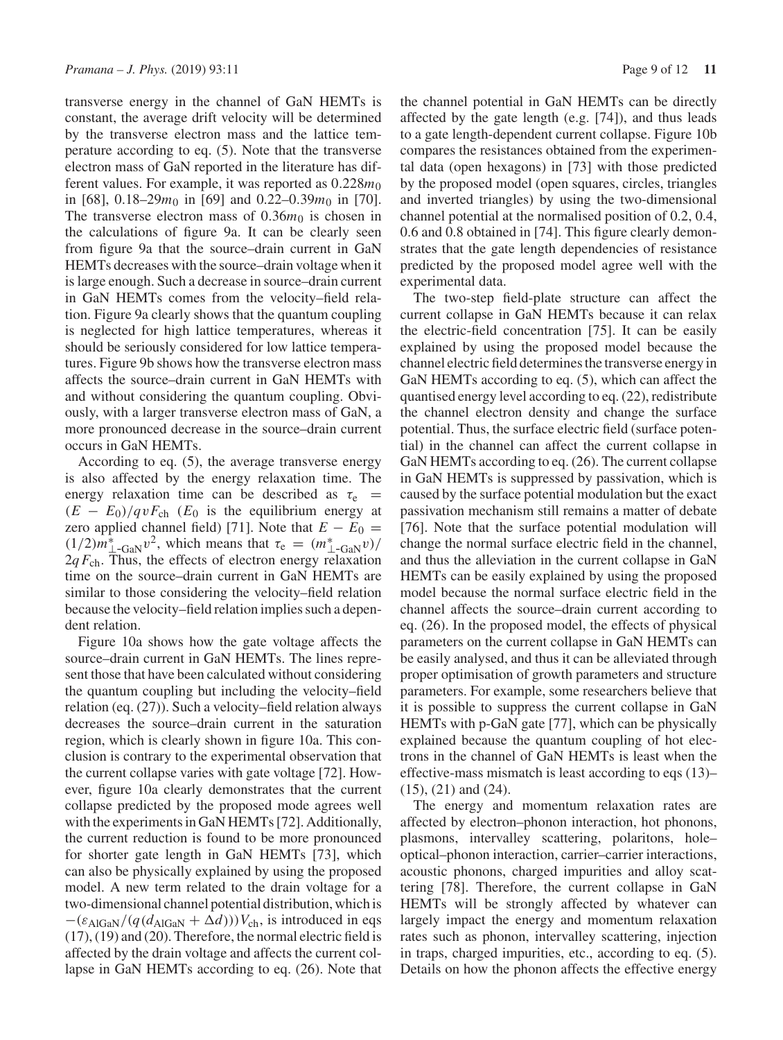transverse energy in the channel of GaN HEMTs is constant, the average drift velocity will be determined by the transverse electron mass and the lattice temperature according to eq. (5). Note that the transverse electron mass of GaN reported in the literature has different values. For example, it was reported as $0.228m_0$ in [68], $0.18$–$29m_0$ in [69] and $0.22$–$0.39m_0$ in [70]. The transverse electron mass of $0.36m_0$ is chosen in the calculations of figure 9a. It can be clearly seen from figure 9a that the source–drain current in GaN HEMTs decreases with the source–drain voltage when it is large enough. Such a decrease in source–drain current in GaN HEMTs comes from the velocity–field relation. Figure 9a clearly shows that the quantum coupling is neglected for high lattice temperatures, whereas it should be seriously considered for low lattice temperatures. Figure 9b shows how the transverse electron mass affects the source–drain current in GaN HEMTs with and without considering the quantum coupling. Obviously, with a larger transverse electron mass of GaN, a more pronounced decrease in the source–drain current occurs in GaN HEMTs.

According to eq. (5), the average transverse energy is also affected by the energy relaxation time. The energy relaxation time can be described as $\tau_e = (E - E_0)/qvF_{ch}$ ($E_0$ is the equilibrium energy at zero applied channel field) [71]. Note that $E - E_0 = (1/2)m^*_{\perp\text{-GaN}}v^2$, which means that $\tau_e = (m^*_{\perp\text{-GaN}}v)/2qF_{ch}$. Thus, the effects of electron energy relaxation time on the source–drain current in GaN HEMTs are similar to those considering the velocity–field relation because the velocity–field relation implies such a dependent relation.

Figure 10a shows how the gate voltage affects the source–drain current in GaN HEMTs. The lines represent those that have been calculated without considering the quantum coupling but including the velocity–field relation (eq. (27)). Such a velocity–field relation always decreases the source–drain current in the saturation region, which is clearly shown in figure 10a. This conclusion is contrary to the experimental observation that the current collapse varies with gate voltage [72]. However, figure 10a clearly demonstrates that the current collapse predicted by the proposed mode agrees well with the experiments in GaN HEMTs [72]. Additionally, the current reduction is found to be more pronounced for shorter gate length in GaN HEMTs [73], which can also be physically explained by using the proposed model. A new term related to the drain voltage for a two-dimensional channel potential distribution, which is $-(\varepsilon_{\text{AlGaN}}/(q(d_{\text{AlGaN}} + \Delta d)))V_{ch}$, is introduced in eqs (17), (19) and (20). Therefore, the normal electric field is affected by the drain voltage and affects the current collapse in GaN HEMTs according to eq. (26). Note that the channel potential in GaN HEMTs can be directly affected by the gate length (e.g. [74]), and thus leads to a gate length-dependent current collapse. Figure 10b compares the resistances obtained from the experimental data (open hexagons) in [73] with those predicted by the proposed model (open squares, circles, triangles and inverted triangles) by using the two-dimensional channel potential at the normalised position of 0.2, 0.4, 0.6 and 0.8 obtained in [74]. This figure clearly demonstrates that the gate length dependencies of resistance predicted by the proposed model agree well with the experimental data.

The two-step field-plate structure can affect the current collapse in GaN HEMTs because it can relax the electric-field concentration [75]. It can be easily explained by using the proposed model because the channel electric field determines the transverse energy in GaN HEMTs according to eq. (5), which can affect the quantised energy level according to eq. (22), redistribute the channel electron density and change the surface potential. Thus, the surface electric field (surface potential) in the channel can affect the current collapse in GaN HEMTs according to eq. (26). The current collapse in GaN HEMTs is suppressed by passivation, which is caused by the surface potential modulation but the exact passivation mechanism still remains a matter of debate [76]. Note that the surface potential modulation will change the normal surface electric field in the channel, and thus the alleviation in the current collapse in GaN HEMTs can be easily explained by using the proposed model because the normal surface electric field in the channel affects the source–drain current according to eq. (26). In the proposed model, the effects of physical parameters on the current collapse in GaN HEMTs can be easily analysed, and thus it can be alleviated through proper optimisation of growth parameters and structure parameters. For example, some researchers believe that it is possible to suppress the current collapse in GaN HEMTs with p-GaN gate [77], which can be physically explained because the quantum coupling of hot electrons in the channel of GaN HEMTs is least when the effective-mass mismatch is least according to eqs (13)–(15), (21) and (24).

The energy and momentum relaxation rates are affected by electron–phonon interaction, hot phonons, plasmons, intervalley scattering, polaritons, hole–optical–phonon interaction, carrier–carrier interactions, acoustic phonons, charged impurities and alloy scattering [78]. Therefore, the current collapse in GaN HEMTs will be strongly affected by whatever can largely impact the energy and momentum relaxation rates such as phonon, intervalley scattering, injection in traps, charged impurities, etc., according to eq. (5). Details on how the phonon affects the effective energy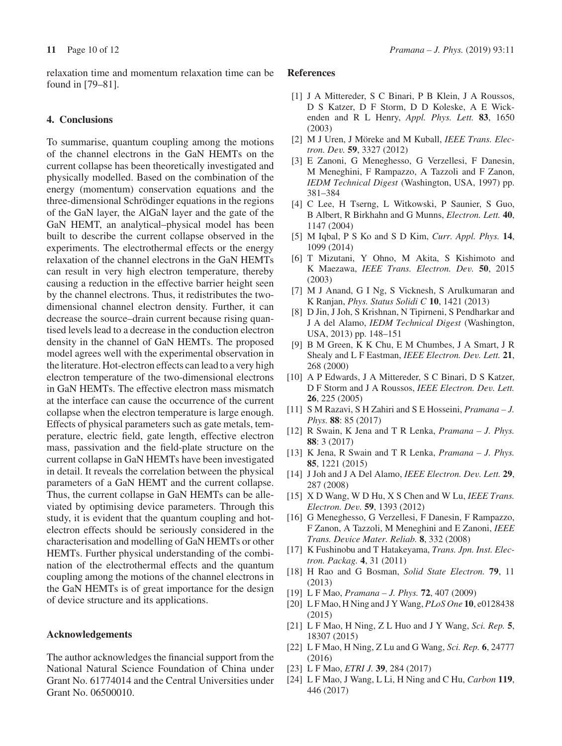relaxation time and momentum relaxation time can be found in [79–81].

## 4. Conclusions

To summarise, quantum coupling among the motions of the channel electrons in the GaN HEMTs on the current collapse has been theoretically investigated and physically modelled. Based on the combination of the energy (momentum) conservation equations and the three-dimensional Schrödinger equations in the regions of the GaN layer, the AlGaN layer and the gate of the GaN HEMT, an analytical–physical model has been built to describe the current collapse observed in the experiments. The electrothermal effects or the energy relaxation of the channel electrons in the GaN HEMTs can result in very high electron temperature, thereby causing a reduction in the effective barrier height seen by the channel electrons. Thus, it redistributes the two-dimensional channel electron density. Further, it can decrease the source–drain current because rising quantised levels lead to a decrease in the conduction electron density in the channel of GaN HEMTs. The proposed model agrees well with the experimental observation in the literature. Hot-electron effects can lead to a very high electron temperature of the two-dimensional electrons in GaN HEMTs. The effective electron mass mismatch at the interface can cause the occurrence of the current collapse when the electron temperature is large enough. Effects of physical parameters such as gate metals, temperature, electric field, gate length, effective electron mass, passivation and the field-plate structure on the current collapse in GaN HEMTs have been investigated in detail. It reveals the correlation between the physical parameters of a GaN HEMT and the current collapse. Thus, the current collapse in GaN HEMTs can be alleviated by optimising device parameters. Through this study, it is evident that the quantum coupling and hot-electron effects should be seriously considered in the characterisation and modelling of GaN HEMTs or other HEMTs. Further physical understanding of the combination of the electrothermal effects and the quantum coupling among the motions of the channel electrons in the GaN HEMTs is of great importance for the design of device structure and its applications.

## Acknowledgements

The author acknowledges the financial support from the National Natural Science Foundation of China under Grant No. 61774014 and the Central Universities under Grant No. 06500010.

## References

[1] J A Mittereder, S C Binari, P B Klein, J A Roussos, D S Katzer, D F Storm, D D Koleske, A E Wickenden and R L Henry, *Appl. Phys. Lett.* **83**, 1650 (2003)

[2] M J Uren, J Möreke and M Kuball, *IEEE Trans. Electron. Dev.* **59**, 3327 (2012)

[3] E Zanoni, G Meneghesso, G Verzellesi, F Danesin, M Meneghini, F Rampazzo, A Tazzoli and F Zanon, *IEDM Technical Digest* (Washington, USA, 1997) pp. 381–384

[4] C Lee, H Tserng, L Witkowski, P Saunier, S Guo, B Albert, R Birkhahn and G Munns, *Electron. Lett.* **40**, 1147 (2004)

[5] M Iqbal, P S Ko and S D Kim, *Curr. Appl. Phys.* **14**, 1099 (2014)

[6] T Mizutani, Y Ohno, M Akita, S Kishimoto and K Maezawa, *IEEE Trans. Electron. Dev.* **50**, 2015 (2003)

[7] M J Anand, G I Ng, S Vicknesh, S Arulkumaran and K Ranjan, *Phys. Status Solidi C* **10**, 1421 (2013)

[8] D Jin, J Joh, S Krishnan, N Tipirneni, S Pendharkar and J A del Alamo, *IEDM Technical Digest* (Washington, USA, 2013) pp. 148–151

[9] B M Green, K K Chu, E M Chumbes, J A Smart, J R Shealy and L F Eastman, *IEEE Electron. Dev. Lett.* **21**, 268 (2000)

[10] A P Edwards, J A Mittereder, S C Binari, D S Katzer, D F Storm and J A Roussos, *IEEE Electron. Dev. Lett.* **26**, 225 (2005)

[11] S M Razavi, S H Zahiri and S E Hosseini, *Pramana – J. Phys.* **88**: 85 (2017)

[12] R Swain, K Jena and T R Lenka, *Pramana – J. Phys.* **88**: 3 (2017)

[13] K Jena, R Swain and T R Lenka, *Pramana – J. Phys.* **85**, 1221 (2015)

[14] J Joh and J A Del Alamo, *IEEE Electron. Dev. Lett.* **29**, 287 (2008)

[15] X D Wang, W D Hu, X S Chen and W Lu, *IEEE Trans. Electron. Dev.* **59**, 1393 (2012)

[16] G Meneghesso, G Verzellesi, F Danesin, F Rampazzo, F Zanon, A Tazzoli, M Meneghini and E Zanoni, *IEEE Trans. Device Mater. Reliab.* **8**, 332 (2008)

[17] K Fushinobu and T Hatakeyama, *Trans. Jpn. Inst. Electron. Packag.* **4**, 31 (2011)

[18] H Rao and G Bosman, *Solid State Electron.* **79**, 11 (2013)

[19] L F Mao, *Pramana – J. Phys.* **72**, 407 (2009)

[20] L F Mao, H Ning and J Y Wang, *PLoS One* **10**, e0128438 (2015)

[21] L F Mao, H Ning, Z L Huo and J Y Wang, *Sci. Rep.* **5**, 18307 (2015)

[22] L F Mao, H Ning, Z Lu and G Wang, *Sci. Rep.* **6**, 24777 (2016)

[23] L F Mao, *ETRI J.* **39**, 284 (2017)

[24] L F Mao, J Wang, L Li, H Ning and C Hu, *Carbon* **119**, 446 (2017)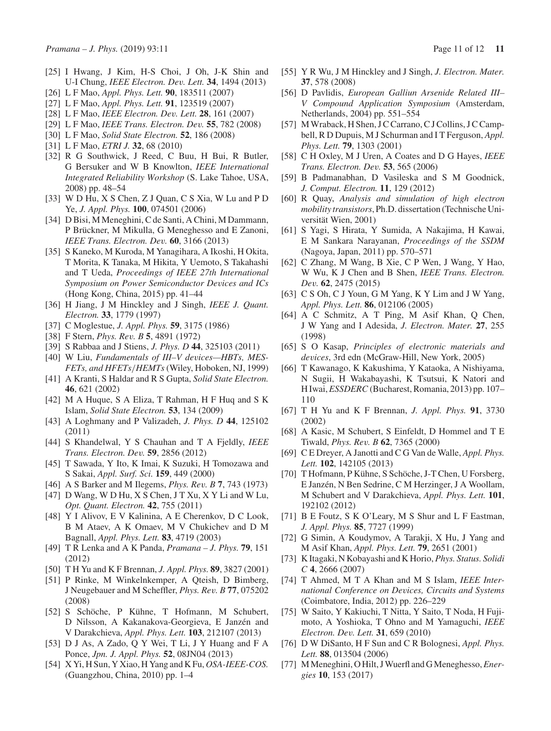[25] I Hwang, J Kim, H-S Choi, J Oh, J-K Shin and U-I Chung, *IEEE Electron. Dev. Lett.* **34**, 1494 (2013)

[26] L F Mao, *Appl. Phys. Lett.* **90**, 183511 (2007)

[27] L F Mao, *Appl. Phys. Lett.* **91**, 123519 (2007)

[28] L F Mao, *IEEE Electron. Dev. Lett.* **28**, 161 (2007)

[29] L F Mao, *IEEE Trans. Electron. Dev.* **55**, 782 (2008)

[30] L F Mao, *Solid State Electron.* **52**, 186 (2008)

[31] L F Mao, *ETRI J.* **32**, 68 (2010)

[32] R G Southwick, J Reed, C Buu, H Bui, R Butler, G Bersuker and W B Knowlton, *IEEE International Integrated Reliability Workshop* (S. Lake Tahoe, USA, 2008) pp. 48–54

[33] W D Hu, X S Chen, Z J Quan, C S Xia, W Lu and P D Ye, *J. Appl. Phys.* **100**, 074501 (2006)

[34] D Bisi, M Meneghini, C de Santi, A Chini, M Dammann, P Brückner, M Mikulla, G Meneghesso and E Zanoni, *IEEE Trans. Electron. Dev.* **60**, 3166 (2013)

[35] S Kaneko, M Kuroda, M Yanagihara, A Ikoshi, H Okita, T Morita, K Tanaka, M Hikita, Y Uemoto, S Takahashi and T Ueda, *Proceedings of IEEE 27th International Symposium on Power Semiconductor Devices and ICs* (Hong Kong, China, 2015) pp. 41–44

[36] H Jiang, J M Hinckley and J Singh, *IEEE J. Quant. Electron.* **33**, 1779 (1997)

[37] C Moglestue, *J. Appl. Phys.* **59**, 3175 (1986)

[38] F Stern, *Phys. Rev. B* **5**, 4891 (1972)

[39] S Rabbaa and J Stiens, *J. Phys. D* **44**, 325103 (2011)

[40] W Liu, *Fundamentals of III–V devices—HBTs, MESFETs, and HFETs/HEMTs* (Wiley, Hoboken, NJ, 1999)

[41] A Kranti, S Haldar and R S Gupta, *Solid State Electron.* **46**, 621 (2002)

[42] M A Huque, S A Eliza, T Rahman, H F Huq and S K Islam, *Solid State Electron.* **53**, 134 (2009)

[43] A Loghmany and P Valizadeh, *J. Phys. D* **44**, 125102 (2011)

[44] S Khandelwal, Y S Chauhan and T A Fjeldly, *IEEE Trans. Electron. Dev.* **59**, 2856 (2012)

[45] T Sawada, Y Ito, K Imai, K Suzuki, H Tomozawa and S Sakai, *Appl. Surf. Sci.* **159**, 449 (2000)

[46] A S Barker and M Ilegems, *Phys. Rev. B* **7**, 743 (1973)

[47] D Wang, W D Hu, X S Chen, J T Xu, X Y Li and W Lu, *Opt. Quant. Electron.* **42**, 755 (2011)

[48] Y I Alivov, E V Kalinina, A E Cherenkov, D C Look, B M Ataev, A K Omaev, M V Chukichev and D M Bagnall, *Appl. Phys. Lett.* **83**, 4719 (2003)

[49] T R Lenka and A K Panda, *Pramana – J. Phys.* **79**, 151 (2012)

[50] T H Yu and K F Brennan, *J. Appl. Phys.* **89**, 3827 (2001)

[51] P Rinke, M Winkelnkemper, A Qteish, D Bimberg, J Neugebauer and M Scheffler, *Phys. Rev. B* **77**, 075202 (2008)

[52] S Schöche, P Kühne, T Hofmann, M Schubert, D Nilsson, A Kakanakova-Georgieva, E Janzén and V Darakchieva, *Appl. Phys. Lett.* **103**, 212107 (2013)

[53] D J As, A Zado, Q Y Wei, T Li, J Y Huang and F A Ponce, *Jpn. J. Appl. Phys.* **52**, 08JN04 (2013)

[54] X Yi, H Sun, Y Xiao, H Yang and K Fu, *OSA-IEEE-COS.* (Guangzhou, China, 2010) pp. 1–4

[55] Y R Wu, J M Hinckley and J Singh, *J. Electron. Mater.* **37**, 578 (2008)

[56] D Pavlidis, *European Galliun Arsenide Related III–V Compound Application Symposium* (Amsterdam, Netherlands, 2004) pp. 551–554

[57] M Wraback, H Shen, J C Carrano, C J Collins, J C Campbell, R D Dupuis, M J Schurman and I T Ferguson, *Appl. Phys. Lett.* **79**, 1303 (2001)

[58] C H Oxley, M J Uren, A Coates and D G Hayes, *IEEE Trans. Electron. Dev.* **53**, 565 (2006)

[59] B Padmanabhan, D Vasileska and S M Goodnick, *J. Comput. Electron.* **11**, 129 (2012)

[60] R Quay, *Analysis and simulation of high electron mobility transistors*, Ph.D. dissertation (Technische Universität Wien, 2001)

[61] S Yagi, S Hirata, Y Sumida, A Nakajima, H Kawai, E M Sankara Narayanan, *Proceedings of the SSDM* (Nagoya, Japan, 2011) pp. 570–571

[62] C Zhang, M Wang, B Xie, C P Wen, J Wang, Y Hao, W Wu, K J Chen and B Shen, *IEEE Trans. Electron. Dev.* **62**, 2475 (2015)

[63] C S Oh, C J Youn, G M Yang, K Y Lim and J W Yang, *Appl. Phys. Lett.* **86**, 012106 (2005)

[64] A C Schmitz, A T Ping, M Asif Khan, Q Chen, J W Yang and I Adesida, *J. Electron. Mater.* **27**, 255 (1998)

[65] S O Kasap, *Principles of electronic materials and devices*, 3rd edn (McGraw-Hill, New York, 2005)

[66] T Kawanago, K Kakushima, Y Kataoka, A Nishiyama, N Sugii, H Wakabayashi, K Tsutsui, K Natori and H Iwai, *ESSDERC* (Bucharest, Romania, 2013) pp. 107–110

[67] T H Yu and K F Brennan, *J. Appl. Phys.* **91**, 3730 (2002)

[68] A Kasic, M Schubert, S Einfeldt, D Hommel and T E Tiwald, *Phys. Rev. B* **62**, 7365 (2000)

[69] C E Dreyer, A Janotti and C G Van de Walle, *Appl. Phys. Lett.* **102**, 142105 (2013)

[70] T Hofmann, P Kühne, S Schöche, J-T Chen, U Forsberg, E Janzén, N Ben Sedrine, C M Herzinger, J A Woollam, M Schubert and V Darakchieva, *Appl. Phys. Lett.* **101**, 192102 (2012)

[71] B E Foutz, S K O'Leary, M S Shur and L F Eastman, *J. Appl. Phys.* **85**, 7727 (1999)

[72] G Simin, A Koudymov, A Tarakji, X Hu, J Yang and M Asif Khan, *Appl. Phys. Lett.* **79**, 2651 (2001)

[73] K Itagaki, N Kobayashi and K Horio, *Phys. Status. Solidi C* **4**, 2666 (2007)

[74] T Ahmed, M T A Khan and M S Islam, *IEEE International Conference on Devices, Circuits and Systems* (Coimbatore, India, 2012) pp. 226–229

[75] W Saito, Y Kakiuchi, T Nitta, Y Saito, T Noda, H Fujimoto, A Yoshioka, T Ohno and M Yamaguchi, *IEEE Electron. Dev. Lett.* **31**, 659 (2010)

[76] D W DiSanto, H F Sun and C R Bolognesi, *Appl. Phys. Lett.* **88**, 013504 (2006)

[77] M Meneghini, O Hilt, J Wuerfl and G Meneghesso, *Energies* **10**, 153 (2017)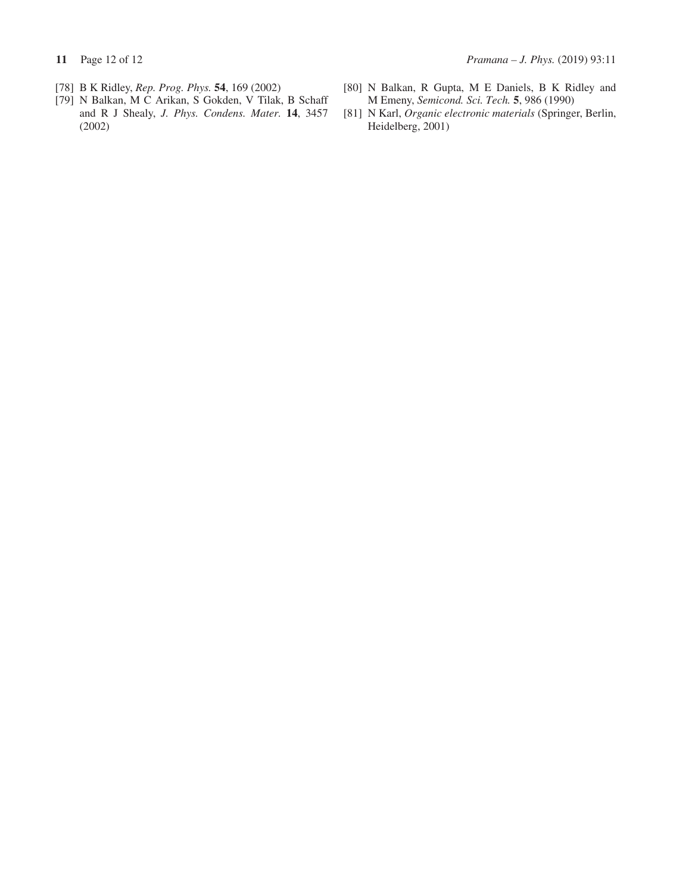[78] B K Ridley, *Rep. Prog. Phys.* **54**, 169 (2002)

[79] N Balkan, M C Arikan, S Gokden, V Tilak, B Schaff and R J Shealy, *J. Phys. Condens. Mater.* **14**, 3457 (2002)

[80] N Balkan, R Gupta, M E Daniels, B K Ridley and M Emeny, *Semicond. Sci. Tech.* **5**, 986 (1990)

[81] N Karl, *Organic electronic materials* (Springer, Berlin, Heidelberg, 2001)